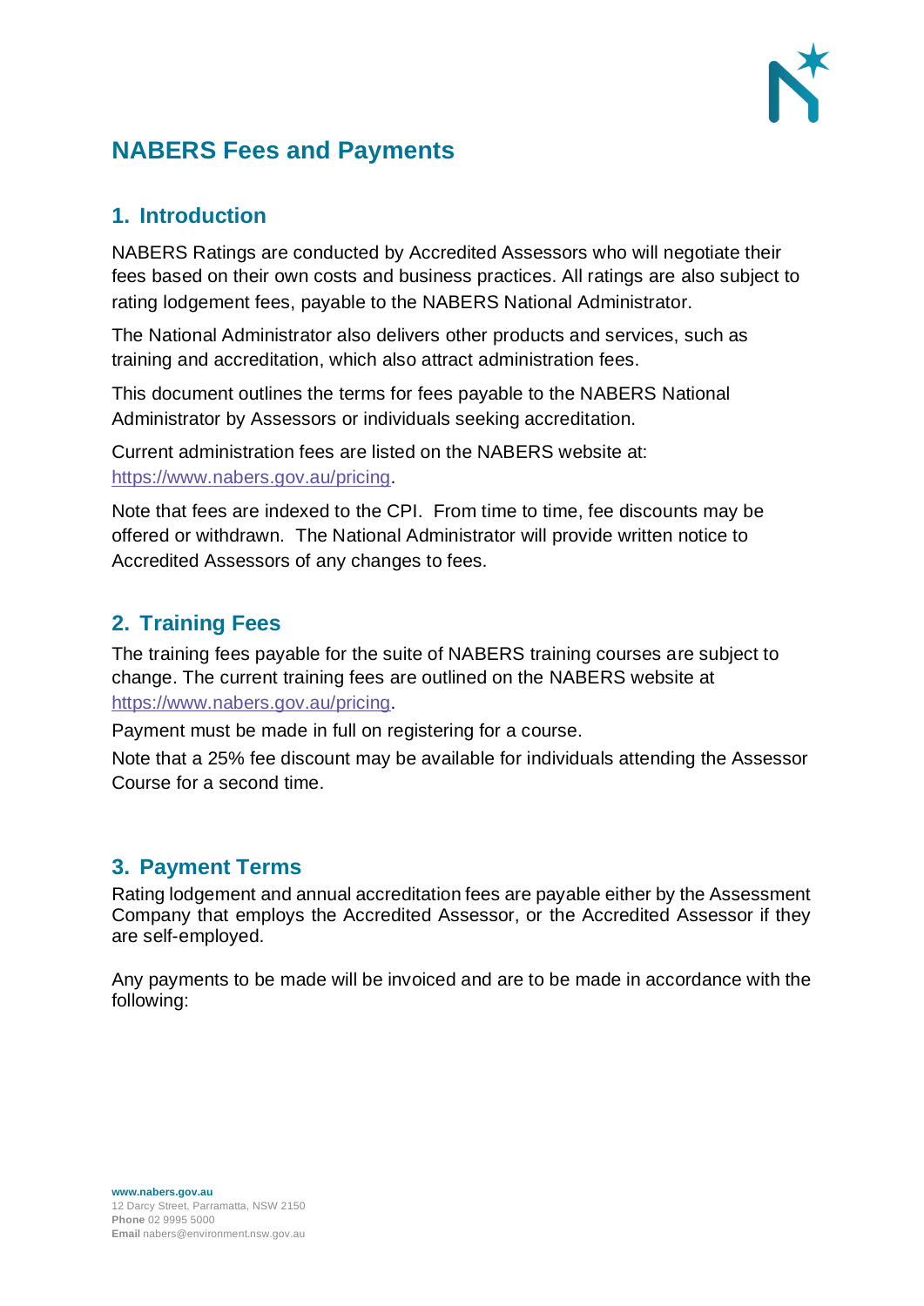# NABERS Fees and Payments

## 1. Introduction

NABERS Ratings are conducted by Accredited Assessors who will negotiate their fees based on their own costs and business practices. All ratings are also subject to rating lodgement fees, payable to the NABERS National Administrator.

The National Administrator also delivers other products and services, such as training and accreditation, which also attract administration fees.

This document outlines the terms for fees payable to the NABERS National Administrator by Assessors or individuals seeking accreditation.

Current administration fees are listed on the NABERS website at: https://www.nabers.gov.au/pricing.

Note that fees are indexed to the CPI. From time to time, fee discounts may be offered or withdrawn. The National Administrator will provide written notice to Accredited Assessors of any changes to fees.

## 2. Training Fees

The training fees payable for the suite of NABERS training courses are subject to change. The current training fees are outlined on the NABERS website at https://www.nabers.gov.au/pricing.

Payment must be made in full on registering for a course.

Note that a 25% fee discount may be available for individuals attending the Assessor Course for a second time.

## 3. Payment Terms

Rating lodgement and annual accreditation fees are payable either by the Assessment Company that employs the Accredited Assessor, or the Accredited Assessor if they are self-employed.

Any payments to be made will be invoiced and are to be made in accordance with the following: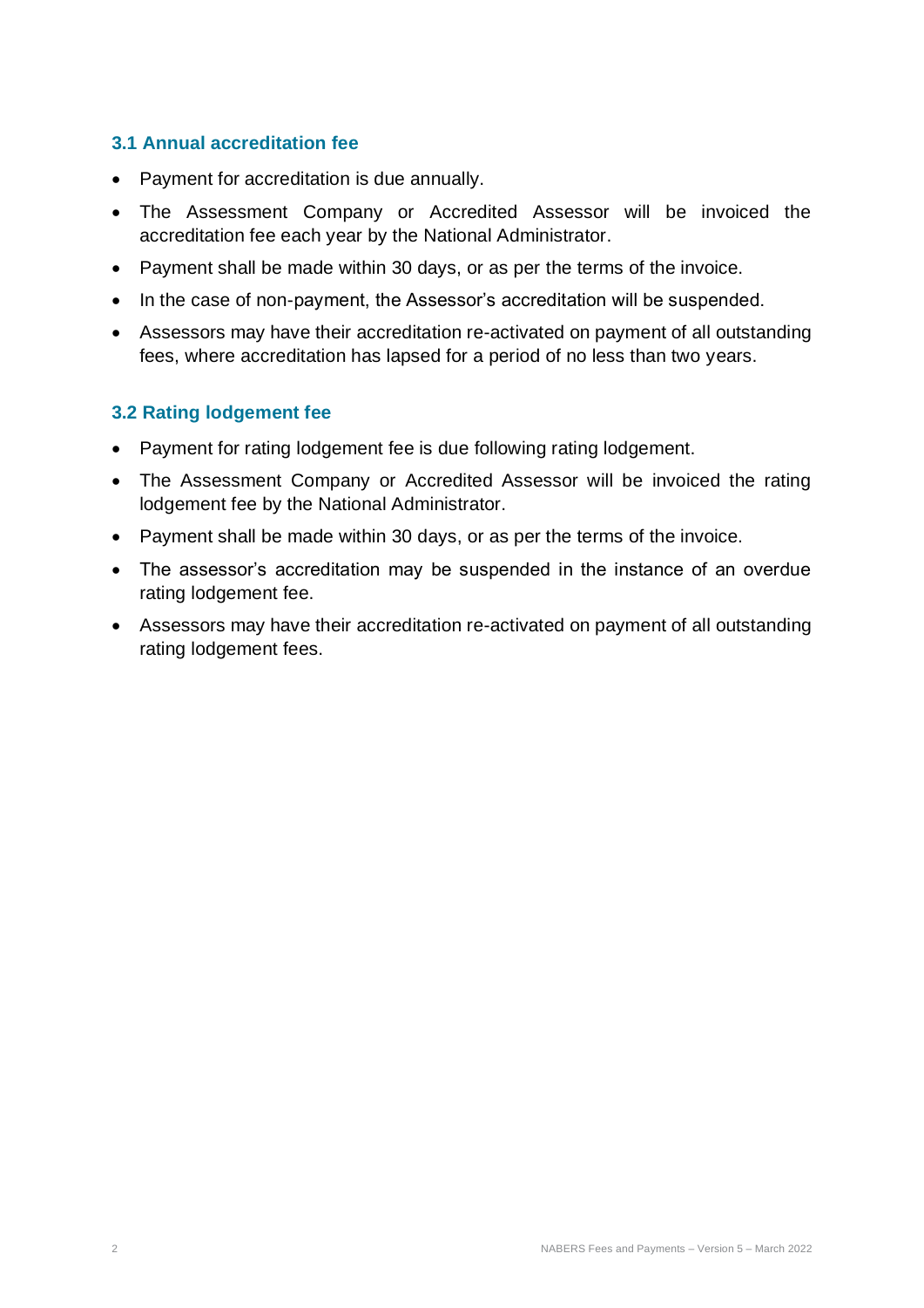### 3.1 Annual accreditation fee

- Payment for accreditation is due annually.
- The Assessment Company or Accredited Assessor will be invoiced the accreditation fee each year by the National Administrator.
- Payment shall be made within 30 days, or as per the terms of the invoice.
- In the case of non-payment, the Assessor's accreditation will be suspended.
- Assessors may have their accreditation re-activated on payment of all outstanding fees, where accreditation has lapsed for a period of no less than two years.

### 3.2 Rating lodgement fee

- Payment for rating lodgement fee is due following rating lodgement.
- The Assessment Company or Accredited Assessor will be invoiced the rating lodgement fee by the National Administrator.
- Payment shall be made within 30 days, or as per the terms of the invoice.
- The assessor's accreditation may be suspended in the instance of an overdue rating lodgement fee.
- Assessors may have their accreditation re-activated on payment of all outstanding rating lodgement fees.